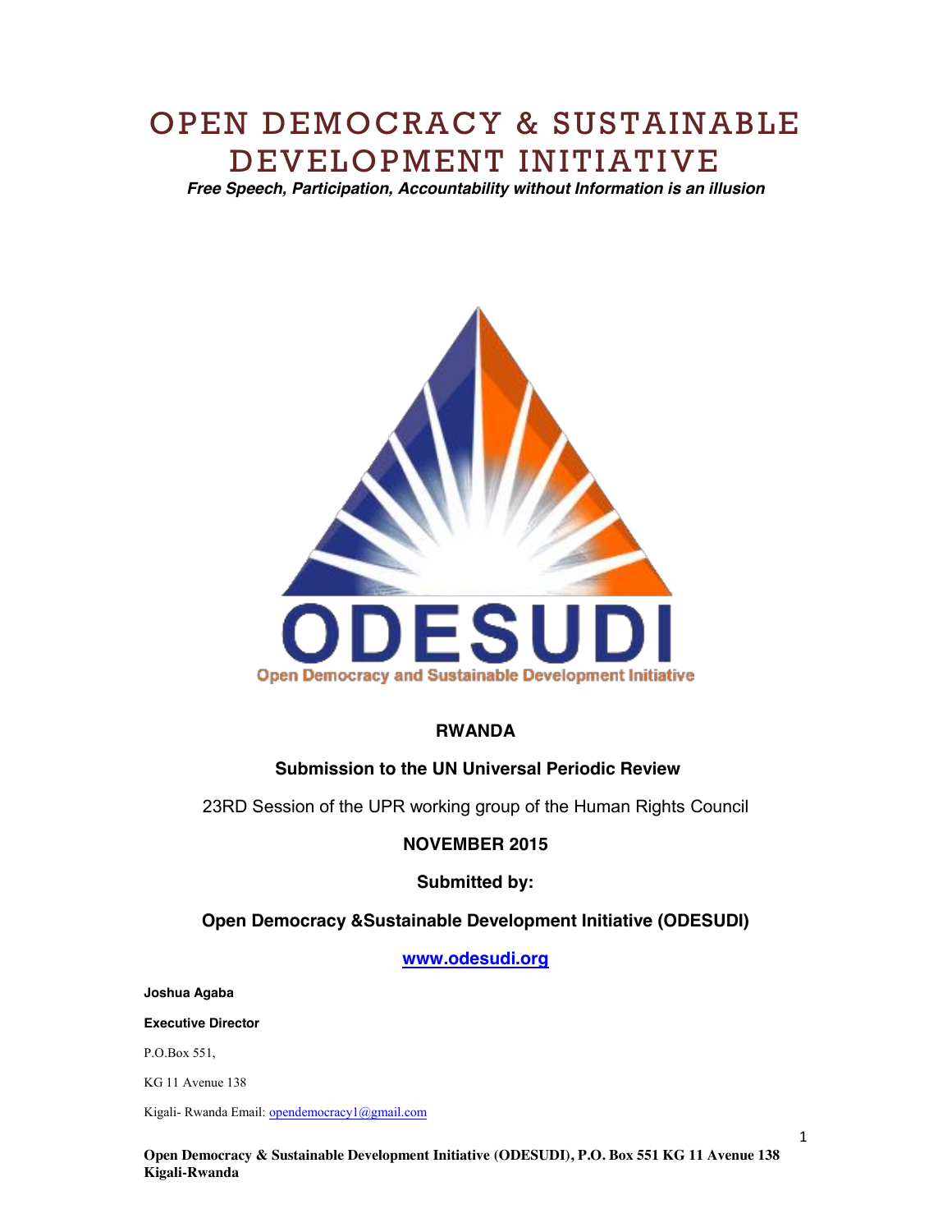# OPEN DEMOCRACY & SUSTAINABLE DEVELOPMENT INITIATIVE

***Free Speech, Participation, Accountability without Information is an illusion***

ODESUDI

Open Democracy and Sustainable Development Initiative

**RWANDA**

**Submission to the UN Universal Periodic Review**

23RD Session of the UPR working group of the Human Rights Council

**NOVEMBER 2015**

**Submitted by:**

**Open Democracy &Sustainable Development Initiative (ODESUDI)**

**www.odesudi.org**

**Joshua Agaba**

**Executive Director**

P.O.Box 551,

KG 11 Avenue 138

Kigali- Rwanda Email: opendemocracy1@gmail.com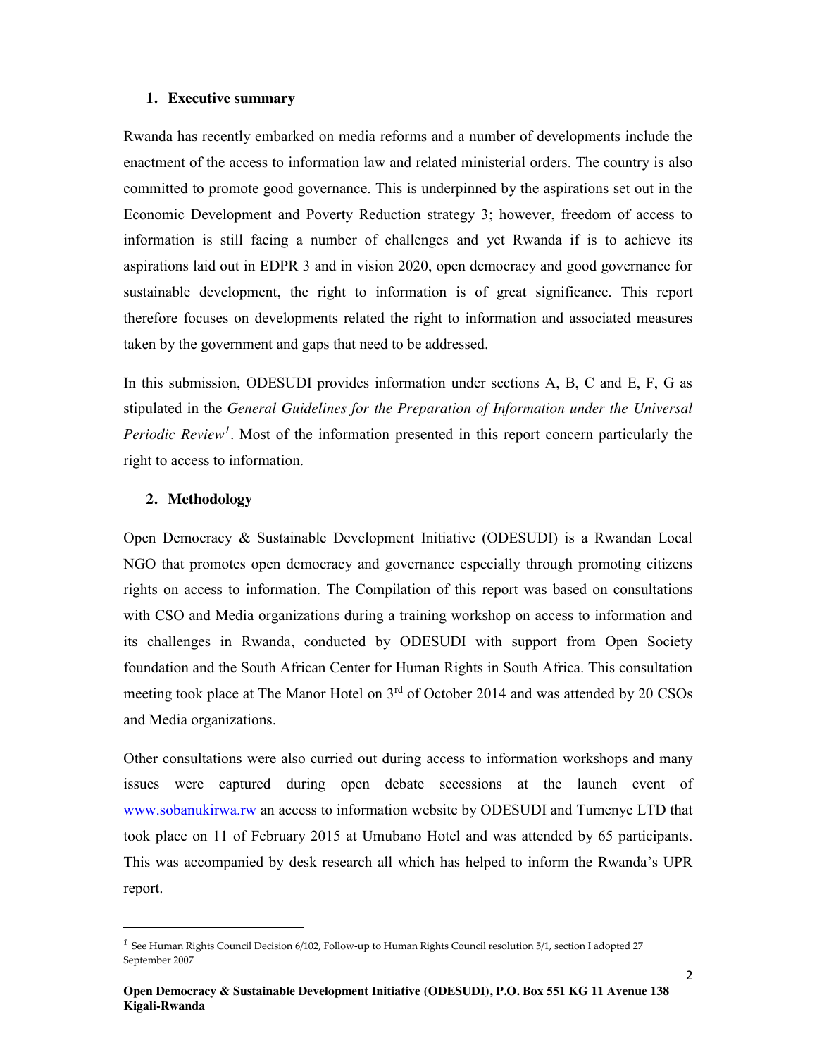## 1. Executive summary

Rwanda has recently embarked on media reforms and a number of developments include the enactment of the access to information law and related ministerial orders. The country is also committed to promote good governance. This is underpinned by the aspirations set out in the Economic Development and Poverty Reduction strategy 3; however, freedom of access to information is still facing a number of challenges and yet Rwanda if is to achieve its aspirations laid out in EDPR 3 and in vision 2020, open democracy and good governance for sustainable development, the right to information is of great significance. This report therefore focuses on developments related the right to information and associated measures taken by the government and gaps that need to be addressed.

In this submission, ODESUDI provides information under sections A, B, C and E, F, G as stipulated in the *General Guidelines for the Preparation of Information under the Universal Periodic Review*[1]. Most of the information presented in this report concern particularly the right to access to information.

## 2. Methodology

Open Democracy & Sustainable Development Initiative (ODESUDI) is a Rwandan Local NGO that promotes open democracy and governance especially through promoting citizens rights on access to information. The Compilation of this report was based on consultations with CSO and Media organizations during a training workshop on access to information and its challenges in Rwanda, conducted by ODESUDI with support from Open Society foundation and the South African Center for Human Rights in South Africa. This consultation meeting took place at The Manor Hotel on 3rd of October 2014 and was attended by 20 CSOs and Media organizations.

Other consultations were also curried out during access to information workshops and many issues were captured during open debate secessions at the launch event of www.sobanukirwa.rw an access to information website by ODESUDI and Tumenye LTD that took place on 11 of February 2015 at Umubano Hotel and was attended by 65 participants. This was accompanied by desk research all which has helped to inform the Rwanda's UPR report.

---

[1] See Human Rights Council Decision 6/102, Follow-up to Human Rights Council resolution 5/1, section I adopted 27 September 2007

**Open Democracy & Sustainable Development Initiative (ODESUDI), P.O. Box 551 KG 11 Avenue 138 Kigali-Rwanda**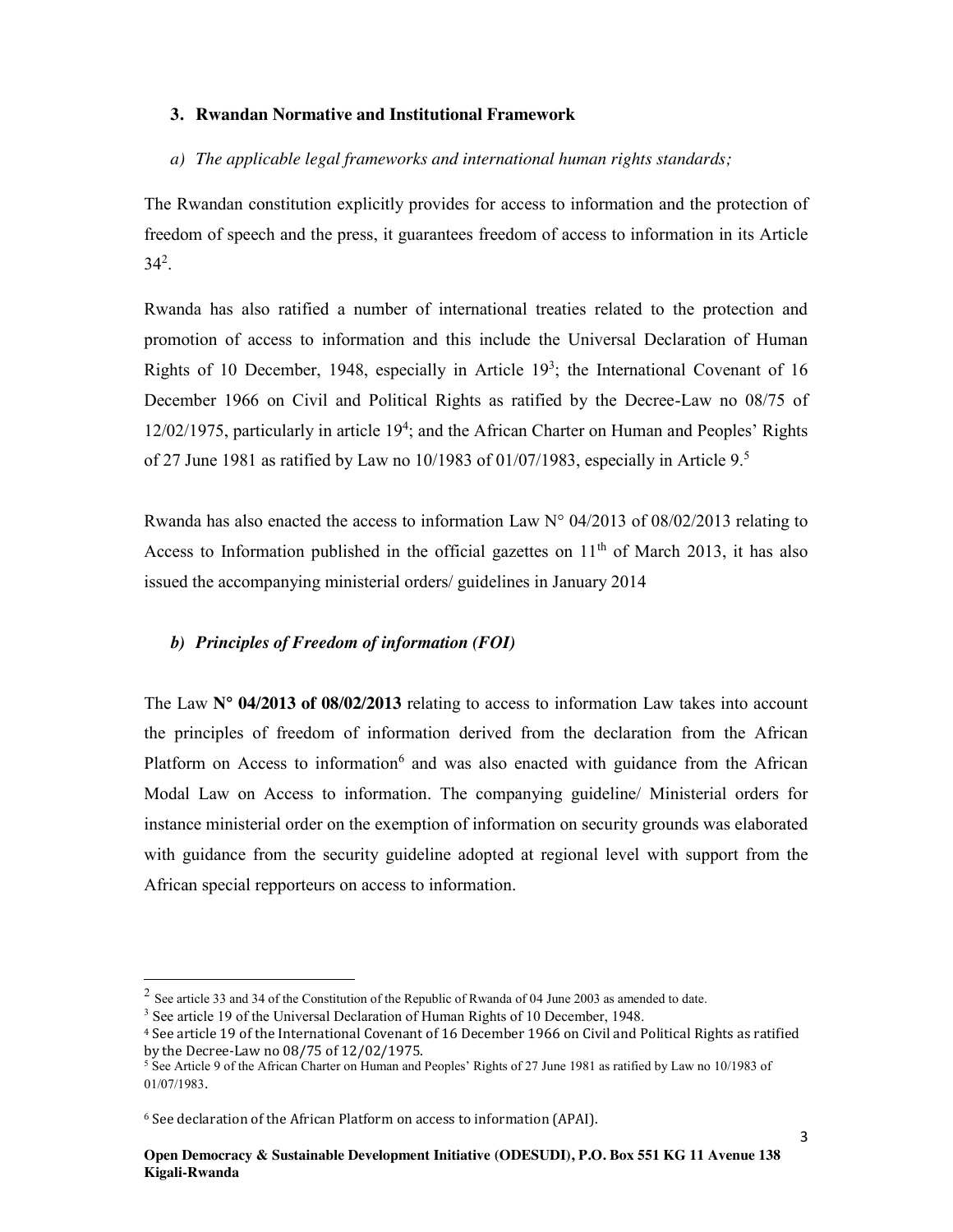### 3. Rwandan Normative and Institutional Framework

*a) The applicable legal frameworks and international human rights standards;*

The Rwandan constitution explicitly provides for access to information and the protection of freedom of speech and the press, it guarantees freedom of access to information in its Article 34[2].

Rwanda has also ratified a number of international treaties related to the protection and promotion of access to information and this include the Universal Declaration of Human Rights of 10 December, 1948, especially in Article 19[3]; the International Covenant of 16 December 1966 on Civil and Political Rights as ratified by the Decree-Law no 08/75 of 12/02/1975, particularly in article 19[4]; and the African Charter on Human and Peoples' Rights of 27 June 1981 as ratified by Law no 10/1983 of 01/07/1983, especially in Article 9.[5]

Rwanda has also enacted the access to information Law N° 04/2013 of 08/02/2013 relating to Access to Information published in the official gazettes on 11th of March 2013, it has also issued the accompanying ministerial orders/ guidelines in January 2014

***b) Principles of Freedom of information (FOI)***

The Law **N° 04/2013 of 08/02/2013** relating to access to information Law takes into account the principles of freedom of information derived from the declaration from the African Platform on Access to information[6] and was also enacted with guidance from the African Modal Law on Access to information. The companying guideline/ Ministerial orders for instance ministerial order on the exemption of information on security grounds was elaborated with guidance from the security guideline adopted at regional level with support from the African special repporteurs on access to information.

---

[2] See article 33 and 34 of the Constitution of the Republic of Rwanda of 04 June 2003 as amended to date.

[3] See article 19 of the Universal Declaration of Human Rights of 10 December, 1948.

[4] See article 19 of the International Covenant of 16 December 1966 on Civil and Political Rights as ratified by the Decree-Law no 08/75 of 12/02/1975.

[5] See Article 9 of the African Charter on Human and Peoples' Rights of 27 June 1981 as ratified by Law no 10/1983 of 01/07/1983.

[6] See declaration of the African Platform on access to information (APAI).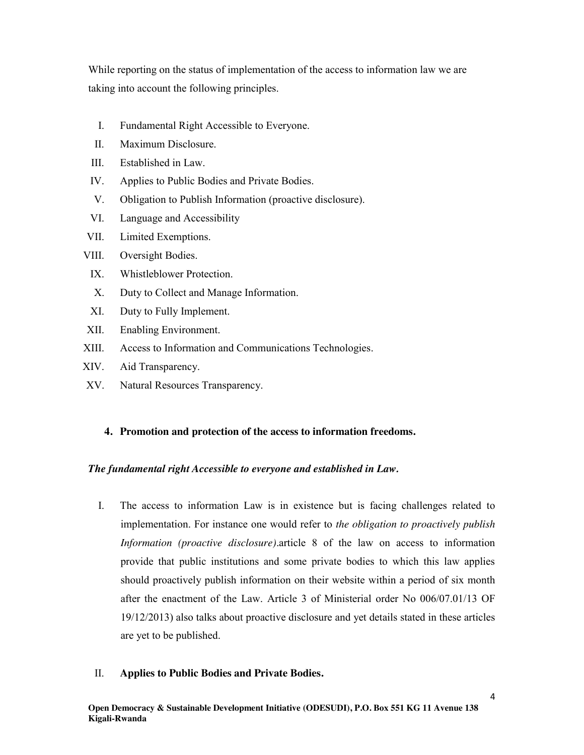While reporting on the status of implementation of the access to information law we are taking into account the following principles.

I. Fundamental Right Accessible to Everyone.
II. Maximum Disclosure.
III. Established in Law.
IV. Applies to Public Bodies and Private Bodies.
V. Obligation to Publish Information (proactive disclosure).
VI. Language and Accessibility
VII. Limited Exemptions.
VIII. Oversight Bodies.
IX. Whistleblower Protection.
X. Duty to Collect and Manage Information.
XI. Duty to Fully Implement.
XII. Enabling Environment.
XIII. Access to Information and Communications Technologies.
XIV. Aid Transparency.
XV. Natural Resources Transparency.

## 4. Promotion and protection of the access to information freedoms.

***The fundamental right Accessible to everyone and established in Law.***

I. The access to information Law is in existence but is facing challenges related to implementation. For instance one would refer to *the obligation to proactively publish Information (proactive disclosure)*.article 8 of the law on access to information provide that public institutions and some private bodies to which this law applies should proactively publish information on their website within a period of six month after the enactment of the Law. Article 3 of Ministerial order No 006/07.01/13 OF 19/12/2013) also talks about proactive disclosure and yet details stated in these articles are yet to be published.

II. **Applies to Public Bodies and Private Bodies.**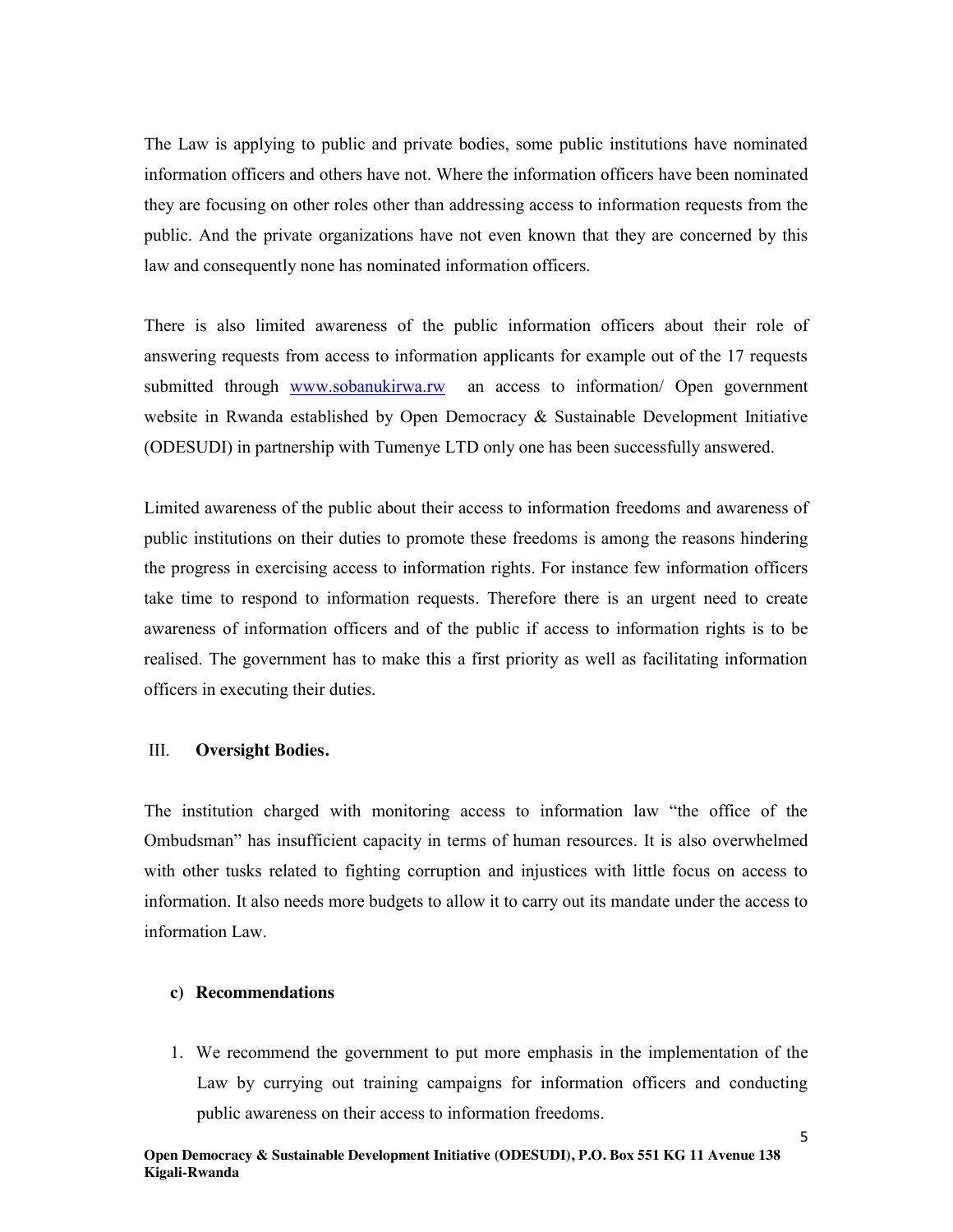The Law is applying to public and private bodies, some public institutions have nominated information officers and others have not. Where the information officers have been nominated they are focusing on other roles other than addressing access to information requests from the public. And the private organizations have not even known that they are concerned by this law and consequently none has nominated information officers.

There is also limited awareness of the public information officers about their role of answering requests from access to information applicants for example out of the 17 requests submitted through [www.sobanukirwa.rw](http://www.sobanukirwa.rw) an access to information/ Open government website in Rwanda established by Open Democracy & Sustainable Development Initiative (ODESUDI) in partnership with Tumenye LTD only one has been successfully answered.

Limited awareness of the public about their access to information freedoms and awareness of public institutions on their duties to promote these freedoms is among the reasons hindering the progress in exercising access to information rights. For instance few information officers take time to respond to information requests. Therefore there is an urgent need to create awareness of information officers and of the public if access to information rights is to be realised. The government has to make this a first priority as well as facilitating information officers in executing their duties.

### III. Oversight Bodies.

The institution charged with monitoring access to information law "the office of the Ombudsman" has insufficient capacity in terms of human resources. It is also overwhelmed with other tusks related to fighting corruption and injustices with little focus on access to information. It also needs more budgets to allow it to carry out its mandate under the access to information Law.

#### c) Recommendations

1. We recommend the government to put more emphasis in the implementation of the Law by currying out training campaigns for information officers and conducting public awareness on their access to information freedoms.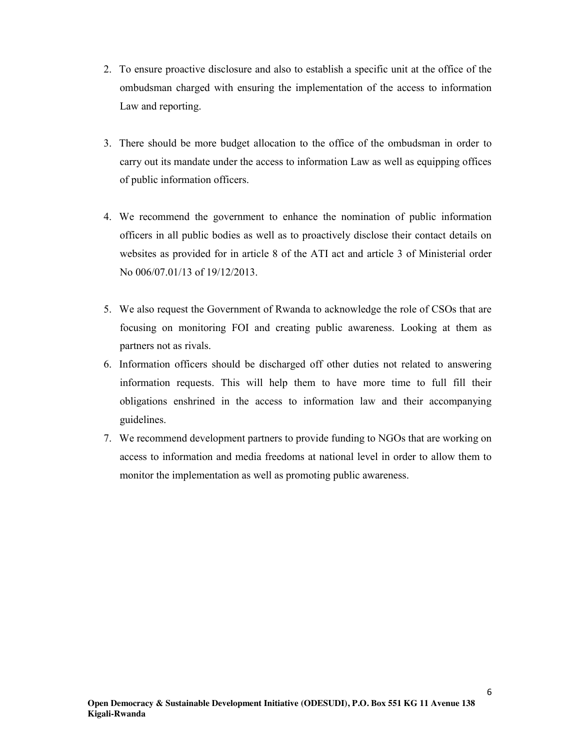2. To ensure proactive disclosure and also to establish a specific unit at the office of the ombudsman charged with ensuring the implementation of the access to information Law and reporting.

3. There should be more budget allocation to the office of the ombudsman in order to carry out its mandate under the access to information Law as well as equipping offices of public information officers.

4. We recommend the government to enhance the nomination of public information officers in all public bodies as well as to proactively disclose their contact details on websites as provided for in article 8 of the ATI act and article 3 of Ministerial order No 006/07.01/13 of 19/12/2013.

5. We also request the Government of Rwanda to acknowledge the role of CSOs that are focusing on monitoring FOI and creating public awareness. Looking at them as partners not as rivals.
6. Information officers should be discharged off other duties not related to answering information requests. This will help them to have more time to full fill their obligations enshrined in the access to information law and their accompanying guidelines.
7. We recommend development partners to provide funding to NGOs that are working on access to information and media freedoms at national level in order to allow them to monitor the implementation as well as promoting public awareness.